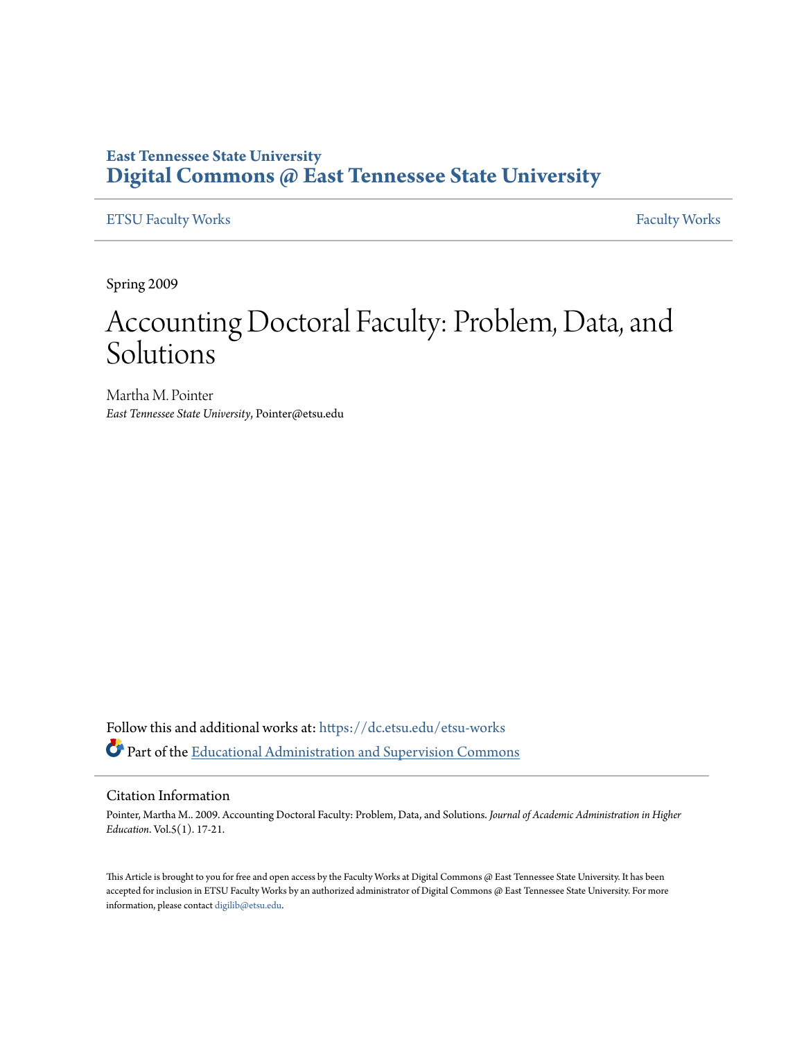East Tennessee State University

# Digital Commons @ East Tennessee State University

ETSU Faculty Works | Faculty Works

Spring 2009

# Accounting Doctoral Faculty: Problem, Data, and Solutions

Martha M. Pointer

*East Tennessee State University*, Pointer@etsu.edu

Follow this and additional works at: https://dc.etsu.edu/etsu-works

Part of the Educational Administration and Supervision Commons

## Citation Information

Pointer, Martha M.. 2009. Accounting Doctoral Faculty: Problem, Data, and Solutions. *Journal of Academic Administration in Higher Education*. Vol.5(1). 17-21.

This Article is brought to you for free and open access by the Faculty Works at Digital Commons @ East Tennessee State University. It has been accepted for inclusion in ETSU Faculty Works by an authorized administrator of Digital Commons @ East Tennessee State University. For more information, please contact digilib@etsu.edu.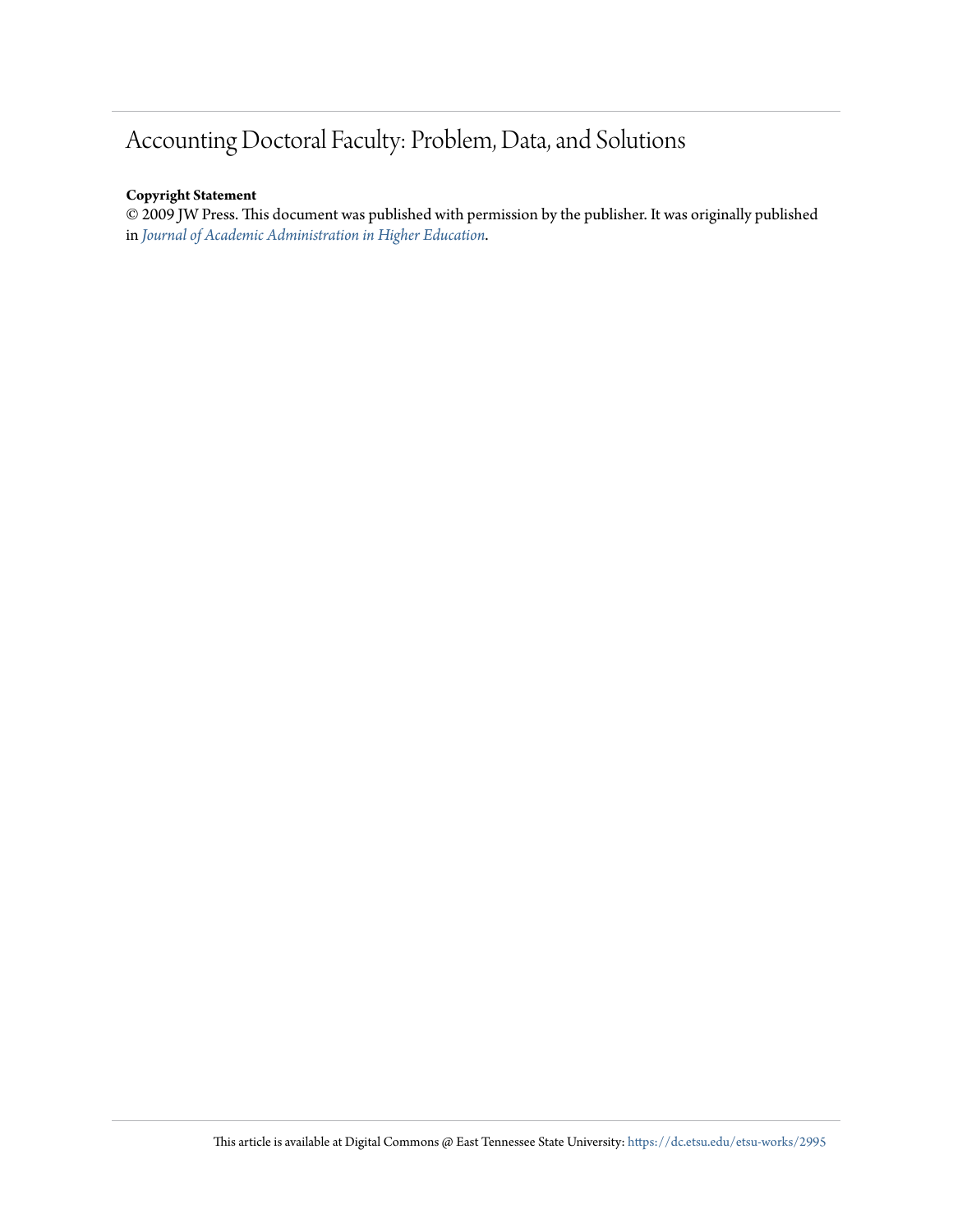# Accounting Doctoral Faculty: Problem, Data, and Solutions

**Copyright Statement**

© 2009 JW Press. This document was published with permission by the publisher. It was originally published in *Journal of Academic Administration in Higher Education*.

This article is available at Digital Commons @ East Tennessee State University: https://dc.etsu.edu/etsu-works/2995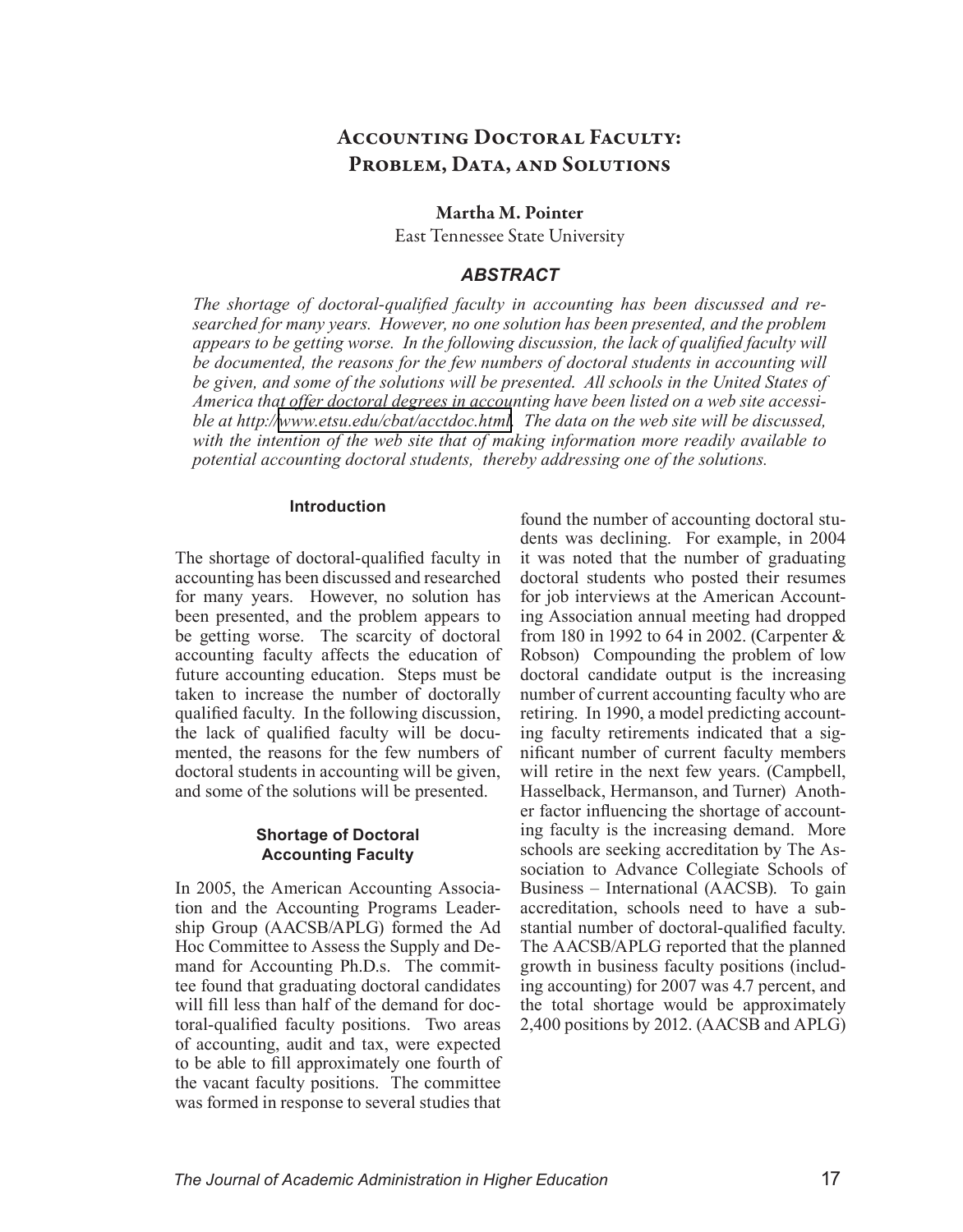# Accounting Doctoral Faculty: Problem, Data, and Solutions

**Martha M. Pointer**

East Tennessee State University

## *ABSTRACT*

*The shortage of doctoral-qualified faculty in accounting has been discussed and researched for many years. However, no one solution has been presented, and the problem appears to be getting worse. In the following discussion, the lack of qualified faculty will be documented, the reasons for the few numbers of doctoral students in accounting will be given, and some of the solutions will be presented. All schools in the United States of America that offer doctoral degrees in accounting have been listed on a web site accessible at http://www.etsu.edu/cbat/acctdoc.html. The data on the web site will be discussed, with the intention of the web site that of making information more readily available to potential accounting doctoral students, thereby addressing one of the solutions.*

### Introduction

The shortage of doctoral-qualified faculty in accounting has been discussed and researched for many years. However, no solution has been presented, and the problem appears to be getting worse. The scarcity of doctoral accounting faculty affects the education of future accounting education. Steps must be taken to increase the number of doctorally qualified faculty. In the following discussion, the lack of qualified faculty will be documented, the reasons for the few numbers of doctoral students in accounting will be given, and some of the solutions will be presented.

### Shortage of Doctoral Accounting Faculty

In 2005, the American Accounting Association and the Accounting Programs Leadership Group (AACSB/APLG) formed the Ad Hoc Committee to Assess the Supply and Demand for Accounting Ph.D.s. The committee found that graduating doctoral candidates will fill less than half of the demand for doctoral-qualified faculty positions. Two areas of accounting, audit and tax, were expected to be able to fill approximately one fourth of the vacant faculty positions. The committee was formed in response to several studies that found the number of accounting doctoral students was declining. For example, in 2004 it was noted that the number of graduating doctoral students who posted their resumes for job interviews at the American Accounting Association annual meeting had dropped from 180 in 1992 to 64 in 2002. (Carpenter & Robson) Compounding the problem of low doctoral candidate output is the increasing number of current accounting faculty who are retiring. In 1990, a model predicting accounting faculty retirements indicated that a significant number of current faculty members will retire in the next few years. (Campbell, Hasselback, Hermanson, and Turner) Another factor influencing the shortage of accounting faculty is the increasing demand. More schools are seeking accreditation by The Association to Advance Collegiate Schools of Business – International (AACSB). To gain accreditation, schools need to have a substantial number of doctoral-qualified faculty. The AACSB/APLG reported that the planned growth in business faculty positions (including accounting) for 2007 was 4.7 percent, and the total shortage would be approximately 2,400 positions by 2012. (AACSB and APLG)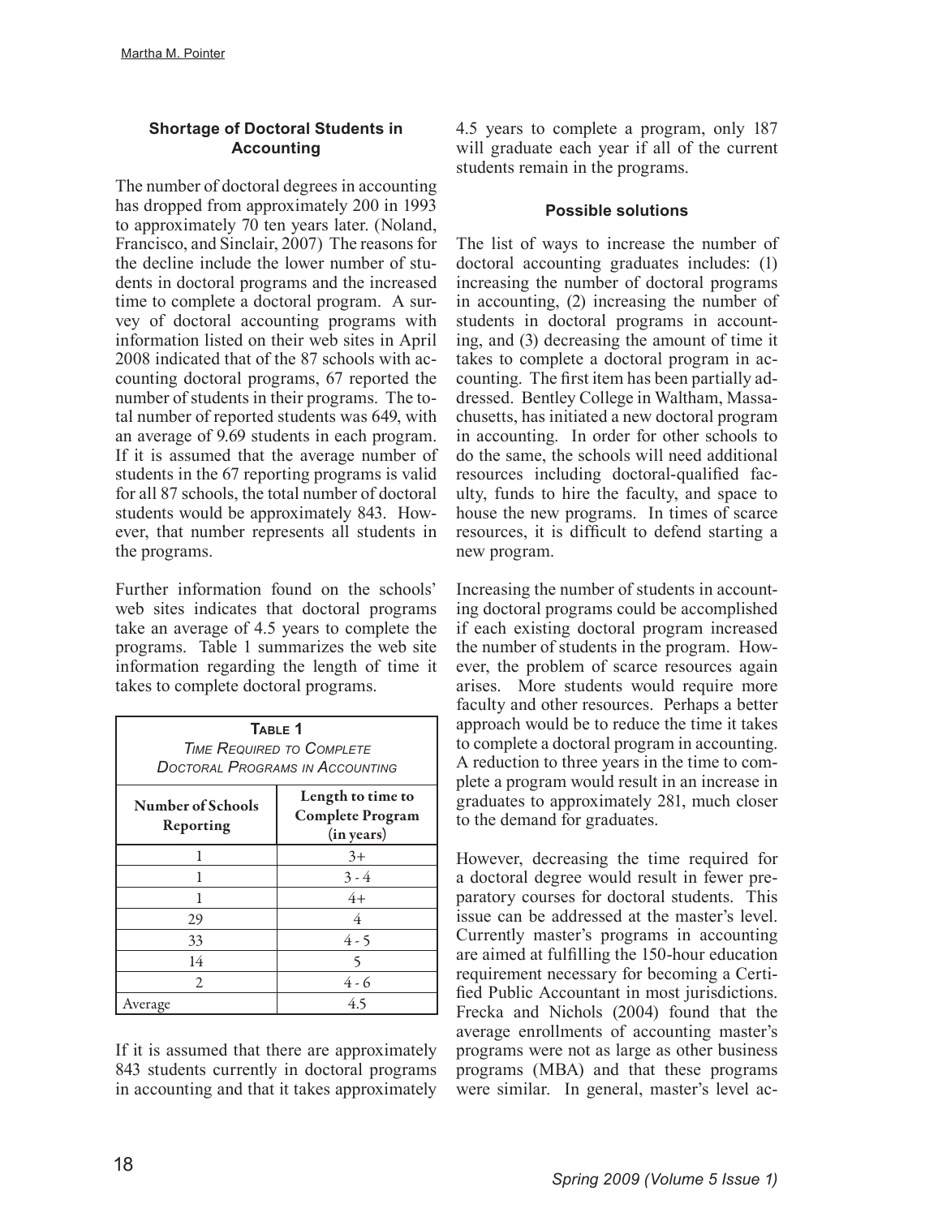### Shortage of Doctoral Students in Accounting

The number of doctoral degrees in accounting has dropped from approximately 200 in 1993 to approximately 70 ten years later. (Noland, Francisco, and Sinclair, 2007) The reasons for the decline include the lower number of students in doctoral programs and the increased time to complete a doctoral program. A survey of doctoral accounting programs with information listed on their web sites in April 2008 indicated that of the 87 schools with accounting doctoral programs, 67 reported the number of students in their programs. The total number of reported students was 649, with an average of 9.69 students in each program. If it is assumed that the average number of students in the 67 reporting programs is valid for all 87 schools, the total number of doctoral students would be approximately 843. However, that number represents all students in the programs.

Further information found on the schools' web sites indicates that doctoral programs take an average of 4.5 years to complete the programs. Table 1 summarizes the web site information regarding the length of time it takes to complete doctoral programs.

**Table 1**
*Time Required to Complete Doctoral Programs in Accounting*

| Number of Schools Reporting | Length to time to Complete Program (in years) |
|---|---|
| 1 | 3+ |
| 1 | 3 - 4 |
| 1 | 4+ |
| 29 | 4 |
| 33 | 4 - 5 |
| 14 | 5 |
| 2 | 4 - 6 |
| Average | 4.5 |

If it is assumed that there are approximately 843 students currently in doctoral programs in accounting and that it takes approximately 4.5 years to complete a program, only 187 will graduate each year if all of the current students remain in the programs.

#### Possible solutions

The list of ways to increase the number of doctoral accounting graduates includes: (1) increasing the number of doctoral programs in accounting, (2) increasing the number of students in doctoral programs in accounting, and (3) decreasing the amount of time it takes to complete a doctoral program in accounting. The first item has been partially addressed. Bentley College in Waltham, Massachusetts, has initiated a new doctoral program in accounting. In order for other schools to do the same, the schools will need additional resources including doctoral-qualified faculty, funds to hire the faculty, and space to house the new programs. In times of scarce resources, it is difficult to defend starting a new program.

Increasing the number of students in accounting doctoral programs could be accomplished if each existing doctoral program increased the number of students in the program. However, the problem of scarce resources again arises. More students would require more faculty and other resources. Perhaps a better approach would be to reduce the time it takes to complete a doctoral program in accounting. A reduction to three years in the time to complete a program would result in an increase in graduates to approximately 281, much closer to the demand for graduates.

However, decreasing the time required for a doctoral degree would result in fewer preparatory courses for doctoral students. This issue can be addressed at the master's level. Currently master's programs in accounting are aimed at fulfilling the 150-hour education requirement necessary for becoming a Certified Public Accountant in most jurisdictions. Frecka and Nichols (2004) found that the average enrollments of accounting master's programs were not as large as other business programs (MBA) and that these programs were similar. In general, master's level ac-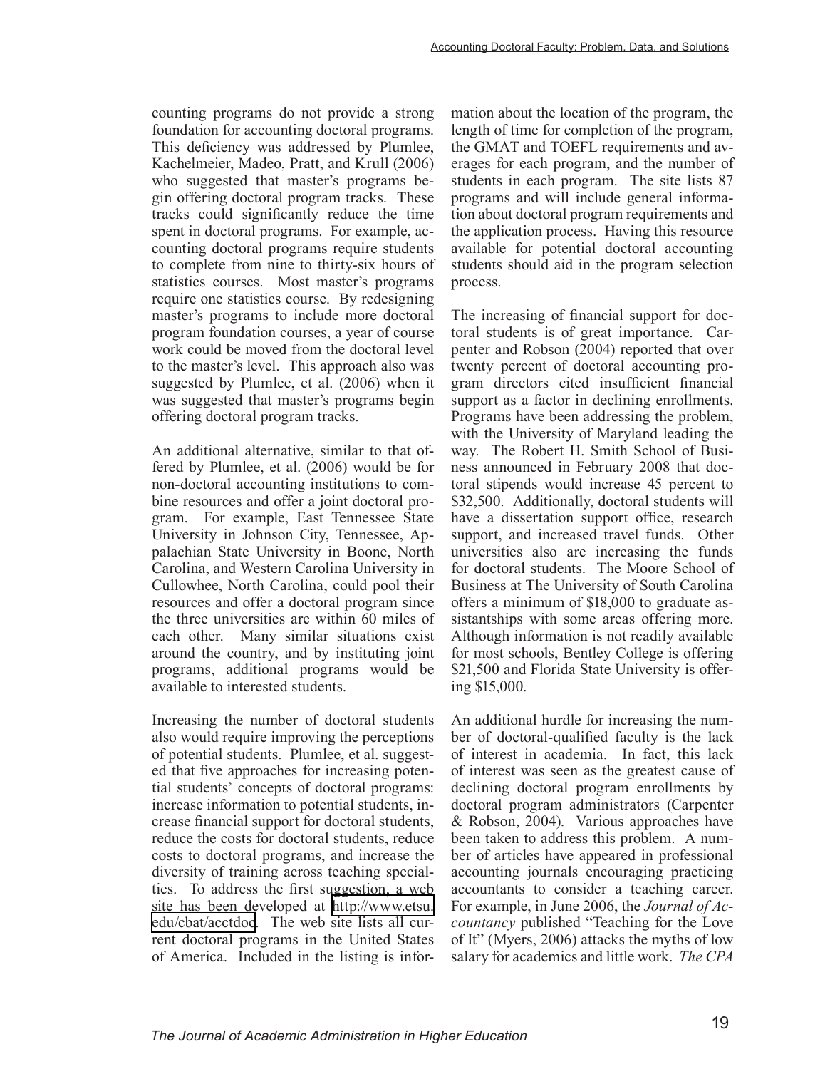counting programs do not provide a strong foundation for accounting doctoral programs. This deficiency was addressed by Plumlee, Kachelmeier, Madeo, Pratt, and Krull (2006) who suggested that master's programs begin offering doctoral program tracks. These tracks could significantly reduce the time spent in doctoral programs. For example, accounting doctoral programs require students to complete from nine to thirty-six hours of statistics courses. Most master's programs require one statistics course. By redesigning master's programs to include more doctoral program foundation courses, a year of course work could be moved from the doctoral level to the master's level. This approach also was suggested by Plumlee, et al. (2006) when it was suggested that master's programs begin offering doctoral program tracks.

An additional alternative, similar to that offered by Plumlee, et al. (2006) would be for non-doctoral accounting institutions to combine resources and offer a joint doctoral program. For example, East Tennessee State University in Johnson City, Tennessee, Appalachian State University in Boone, North Carolina, and Western Carolina University in Cullowhee, North Carolina, could pool their resources and offer a doctoral program since the three universities are within 60 miles of each other. Many similar situations exist around the country, and by instituting joint programs, additional programs would be available to interested students.

Increasing the number of doctoral students also would require improving the perceptions of potential students. Plumlee, et al. suggested that five approaches for increasing potential students' concepts of doctoral programs: increase information to potential students, increase financial support for doctoral students, reduce the costs for doctoral students, reduce costs to doctoral programs, and increase the diversity of training across teaching specialties. To address the first suggestion, a web site has been developed at http://www.etsu.edu/cbat/acctdoc. The web site lists all current doctoral programs in the United States of America. Included in the listing is information about the location of the program, the length of time for completion of the program, the GMAT and TOEFL requirements and averages for each program, and the number of students in each program. The site lists 87 programs and will include general information about doctoral program requirements and the application process. Having this resource available for potential doctoral accounting students should aid in the program selection process.

The increasing of financial support for doctoral students is of great importance. Carpenter and Robson (2004) reported that over twenty percent of doctoral accounting program directors cited insufficient financial support as a factor in declining enrollments. Programs have been addressing the problem, with the University of Maryland leading the way. The Robert H. Smith School of Business announced in February 2008 that doctoral stipends would increase 45 percent to $32,500. Additionally, doctoral students will have a dissertation support office, research support, and increased travel funds. Other universities also are increasing the funds for doctoral students. The Moore School of Business at The University of South Carolina offers a minimum of $18,000 to graduate assistantships with some areas offering more. Although information is not readily available for most schools, Bentley College is offering $21,500 and Florida State University is offering $15,000.

An additional hurdle for increasing the number of doctoral-qualified faculty is the lack of interest in academia. In fact, this lack of interest was seen as the greatest cause of declining doctoral program enrollments by doctoral program administrators (Carpenter & Robson, 2004). Various approaches have been taken to address this problem. A number of articles have appeared in professional accounting journals encouraging practicing accountants to consider a teaching career. For example, in June 2006, the *Journal of Accountancy* published "Teaching for the Love of It" (Myers, 2006) attacks the myths of low salary for academics and little work. *The CPA*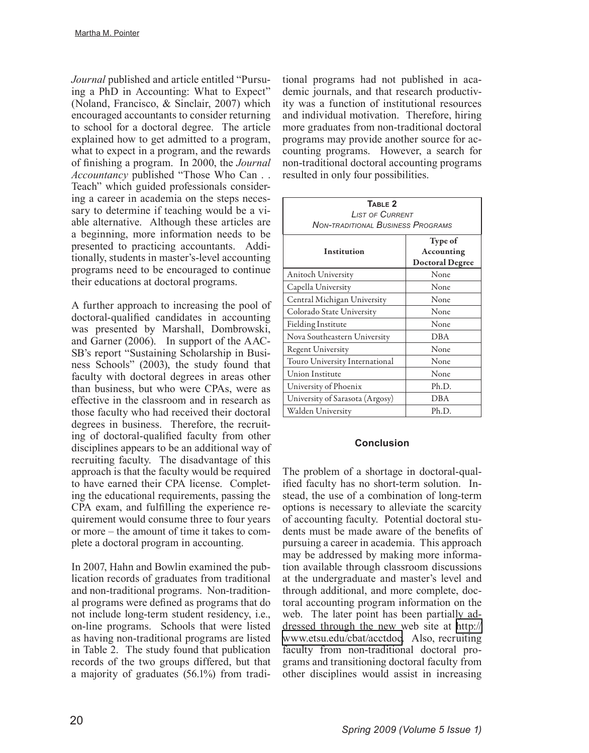*Journal* published and article entitled "Pursuing a PhD in Accounting: What to Expect" (Noland, Francisco, & Sinclair, 2007) which encouraged accountants to consider returning to school for a doctoral degree. The article explained how to get admitted to a program, what to expect in a program, and the rewards of finishing a program. In 2000, the *Journal Accountancy* published "Those Who Can . . Teach" which guided professionals considering a career in academia on the steps necessary to determine if teaching would be a viable alternative. Although these articles are a beginning, more information needs to be presented to practicing accountants. Additionally, students in master's-level accounting programs need to be encouraged to continue their educations at doctoral programs.

A further approach to increasing the pool of doctoral-qualified candidates in accounting was presented by Marshall, Dombrowski, and Garner (2006). In support of the AACSB's report "Sustaining Scholarship in Business Schools" (2003), the study found that faculty with doctoral degrees in areas other than business, but who were CPAs, were as effective in the classroom and in research as those faculty who had received their doctoral degrees in business. Therefore, the recruiting of doctoral-qualified faculty from other disciplines appears to be an additional way of recruiting faculty. The disadvantage of this approach is that the faculty would be required to have earned their CPA license. Completing the educational requirements, passing the CPA exam, and fulfilling the experience requirement would consume three to four years or more – the amount of time it takes to complete a doctoral program in accounting.

In 2007, Hahn and Bowlin examined the publication records of graduates from traditional and non-traditional programs. Non-traditional programs were defined as programs that do not include long-term student residency, i.e., on-line programs. Schools that were listed as having non-traditional programs are listed in Table 2. The study found that publication records of the two groups differed, but that a majority of graduates (56.1%) from traditional programs had not published in academic journals, and that research productivity was a function of institutional resources and individual motivation. Therefore, hiring more graduates from non-traditional doctoral programs may provide another source for accounting programs. However, a search for non-traditional doctoral accounting programs resulted in only four possibilities.

**Table 2**
*List of Current Non-traditional Business Programs*

| Institution | Type of Accounting Doctoral Degree |
|---|---|
| Anitoch University | None |
| Capella University | None |
| Central Michigan University | None |
| Colorado State University | None |
| Fielding Institute | None |
| Nova Southeastern University | DBA |
| Regent University | None |
| Touro University International | None |
| Union Institute | None |
| University of Phoenix | Ph.D. |
| University of Sarasota (Argosy) | DBA |
| Walden University | Ph.D. |

## Conclusion

The problem of a shortage in doctoral-qualified faculty has no short-term solution. Instead, the use of a combination of long-term options is necessary to alleviate the scarcity of accounting faculty. Potential doctoral students must be made aware of the benefits of pursuing a career in academia. This approach may be addressed by making more information available through classroom discussions at the undergraduate and master's level and through additional, and more complete, doctoral accounting program information on the web. The later point has been partially addressed through the new web site at http://www.etsu.edu/cbat/acctdoc. Also, recruiting faculty from non-traditional doctoral programs and transitioning doctoral faculty from other disciplines would assist in increasing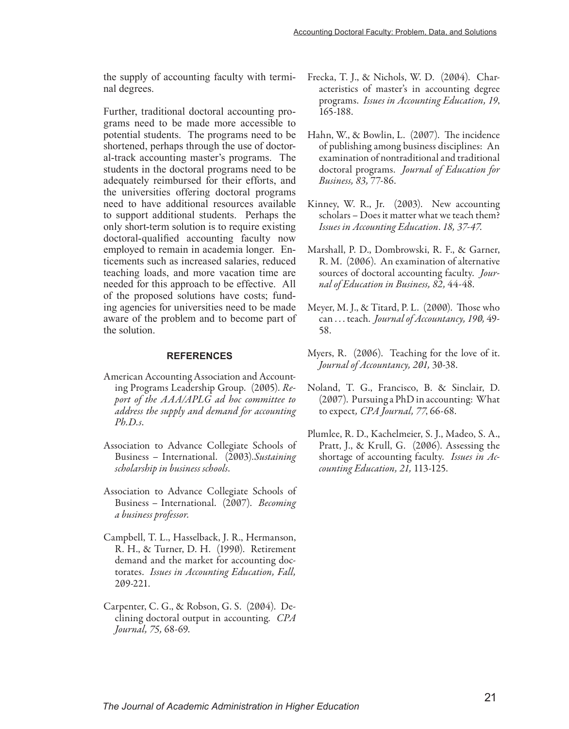the supply of accounting faculty with terminal degrees.

Further, traditional doctoral accounting programs need to be made more accessible to potential students. The programs need to be shortened, perhaps through the use of doctoral-track accounting master's programs. The students in the doctoral programs need to be adequately reimbursed for their efforts, and the universities offering doctoral programs need to have additional resources available to support additional students. Perhaps the only short-term solution is to require existing doctoral-qualified accounting faculty now employed to remain in academia longer. Enticements such as increased salaries, reduced teaching loads, and more vacation time are needed for this approach to be effective. All of the proposed solutions have costs; funding agencies for universities need to be made aware of the problem and to become part of the solution.

## REFERENCES

American Accounting Association and Accounting Programs Leadership Group. (2005). *Report of the AAA/APLG ad hoc committee to address the supply and demand for accounting Ph.D.s*.

Association to Advance Collegiate Schools of Business – International. (2003).*Sustaining scholarship in business schools*.

Association to Advance Collegiate Schools of Business – International. (2007). *Becoming a business professor*.

Campbell, T. L., Hasselback, J. R., Hermanson, R. H., & Turner, D. H. (1990). Retirement demand and the market for accounting doctorates. *Issues in Accounting Education, Fall,* 209-221.

Carpenter, C. G., & Robson, G. S. (2004). Declining doctoral output in accounting. *CPA Journal, 75,* 68-69.

Frecka, T. J., & Nichols, W. D. (2004). Characteristics of master's in accounting degree programs. *Issues in Accounting Education, 19*, 165-188.

Hahn, W., & Bowlin, L. (2007). The incidence of publishing among business disciplines: An examination of nontraditional and traditional doctoral programs. *Journal of Education for Business, 83,* 77-86.

Kinney, W. R., Jr. (2003). New accounting scholars – Does it matter what we teach them? *Issues in Accounting Education*. *18, 37-47.*

Marshall, P. D., Dombrowski, R. F., & Garner, R. M. (2006). An examination of alternative sources of doctoral accounting faculty. *Journal of Education in Business, 82,* 44-48.

Meyer, M. J., & Titard, P. L. (2000). Those who can . . . teach. *Journal of Accountancy, 190,* 49-58.

Myers, R. (2006). Teaching for the love of it. *Journal of Accountancy, 201,* 30-38.

Noland, T. G., Francisco, B. & Sinclair, D. (2007). Pursuing a PhD in accounting: What to expect*, CPA Journal, 77*, 66-68.

Plumlee, R. D., Kachelmeier, S. J., Madeo, S. A., Pratt, J., & Krull, G. (2006). Assessing the shortage of accounting faculty. *Issues in Accounting Education, 21,* 113-125.